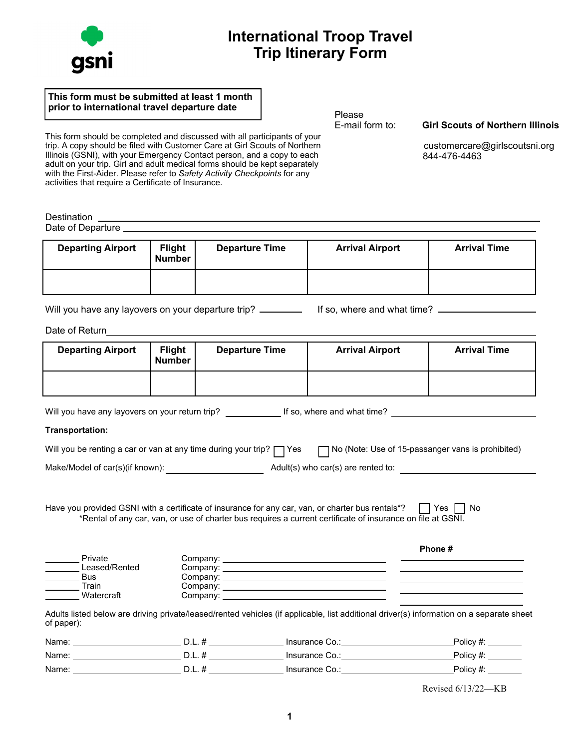gsni

# International Troop Travel Trip Itinerary Form

**This form must be submitted at least 1 month prior to international travel departure date**

This form should be completed and discussed with all participants of your trip. A copy should be filed with Customer Care at Girl Scouts of Northern Illinois (GSNI), with your Emergency Contact person, and a copy to each adult on your trip. Girl and adult medical forms should be kept separately with the First-Aider. Please refer to *Safety Activity Checkpoints* for any activities that require a Certificate of Insurance.

Please E-mail form to: **Girl Scouts of Northern Illinois**
customercare@girlscoutsni.org
844-476-4463

Destination ______________________________

Date of Departure ______________________________

| Departing Airport | Flight Number | Departure Time | Arrival Airport | Arrival Time |
|---|---|---|---|---|
| | | | | |

Will you have any layovers on your departure trip? ________ If so, where and what time? ______________

Date of Return ______________________________

| Departing Airport | Flight Number | Departure Time | Arrival Airport | Arrival Time |
|---|---|---|---|---|
| | | | | |

Will you have any layovers on your return trip? __________ If so, where and what time? ______________

**Transportation:**

Will you be renting a car or van at any time during your trip? ☐ Yes ☐ No (Note: Use of 15-passanger vans is prohibited)

Make/Model of car(s)(if known): __________________ Adult(s) who car(s) are rented to: __________________

Have you provided GSNI with a certificate of insurance for any car, van, or charter bus rentals*? ☐ Yes ☐ No
*Rental of any car, van, or use of charter bus requires a current certificate of insurance on file at GSNI.

| | | **Phone #** |
|---|---|---|
| _______ Private | Company: ______________________ | ______________ |
| _______ Leased/Rented | Company: ______________________ | ______________ |
| _______ Bus | Company: ______________________ | ______________ |
| _______ Train | Company: ______________________ | ______________ |
| _______ Watercraft | Company: ______________________ | ______________ |

Adults listed below are driving private/leased/rented vehicles (if applicable, list additional driver(s) information on a separate sheet of paper):

Name: __________________ D.L. # ______________ Insurance Co.:__________________ Policy #: _______

Name: __________________ D.L. # ______________ Insurance Co.:__________________ Policy #: _______

Name: __________________ D.L. # ______________ Insurance Co.:__________________ Policy #: _______

Revised 6/13/22—KB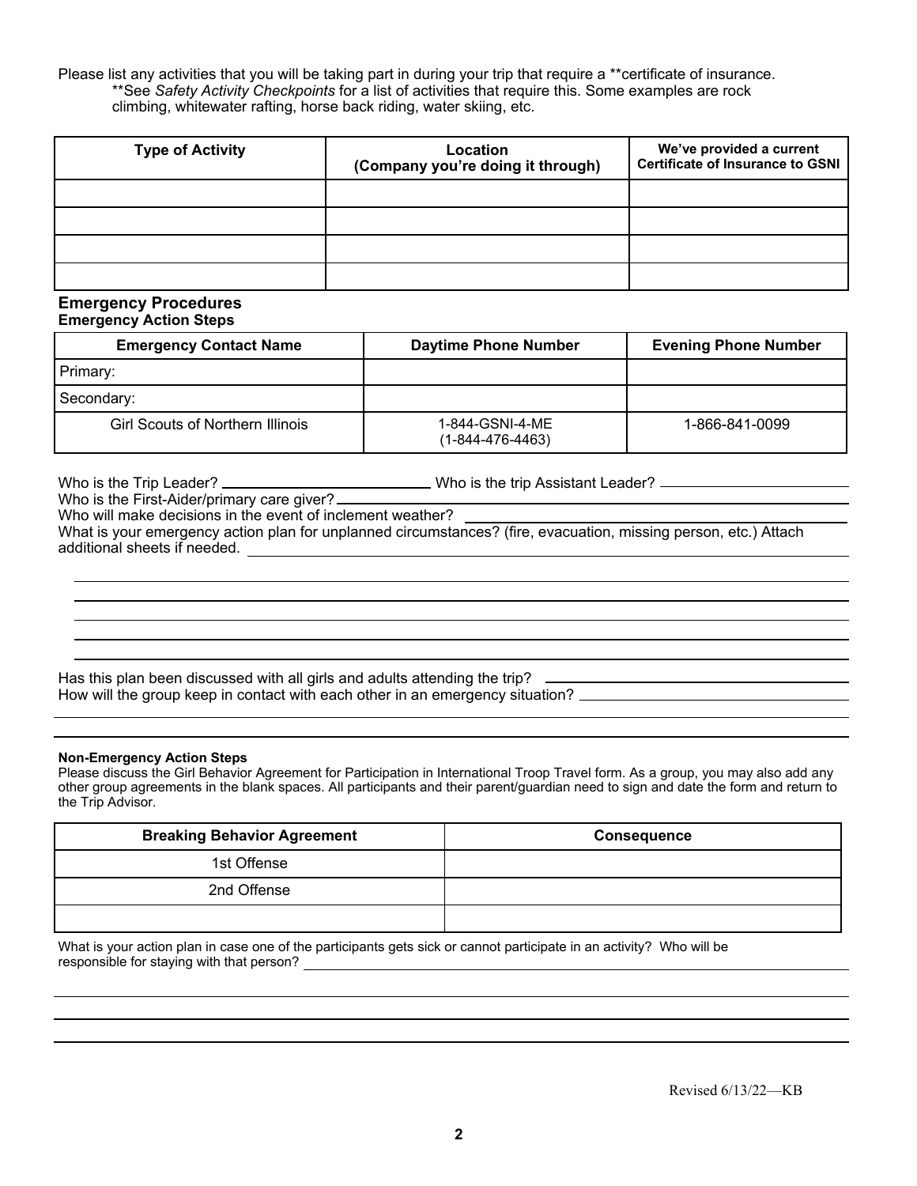Please list any activities that you will be taking part in during your trip that require a **certificate of insurance.
**See *Safety Activity Checkpoints* for a list of activities that require this. Some examples are rock climbing, whitewater rafting, horse back riding, water skiing, etc.

| Type of Activity | Location (Company you're doing it through) | We've provided a current Certificate of Insurance to GSNI |
|---|---|---|
| | | |
| | | |
| | | |
| | | |

## Emergency Procedures

### Emergency Action Steps

| Emergency Contact Name | Daytime Phone Number | Evening Phone Number |
|---|---|---|
| Primary: | | |
| Secondary: | | |
| Girl Scouts of Northern Illinois | 1-844-GSNI-4-ME (1-844-476-4463) | 1-866-841-0099 |

Who is the Trip Leader? ____________________ Who is the trip Assistant Leader? ____________________

Who is the First-Aider/primary care giver? ____________________

Who will make decisions in the event of inclement weather? ____________________

What is your emergency action plan for unplanned circumstances? (fire, evacuation, missing person, etc.) Attach additional sheets if needed. ____________________

____________________

____________________

____________________

____________________

____________________

Has this plan been discussed with all girls and adults attending the trip? ____________________

How will the group keep in contact with each other in an emergency situation? ____________________

____________________

____________________

### Non-Emergency Action Steps

Please discuss the Girl Behavior Agreement for Participation in International Troop Travel form. As a group, you may also add any other group agreements in the blank spaces. All participants and their parent/guardian need to sign and date the form and return to the Trip Advisor.

| Breaking Behavior Agreement | Consequence |
|---|---|
| 1st Offense | |
| 2nd Offense | |
| | |

What is your action plan in case one of the participants gets sick or cannot participate in an activity? Who will be responsible for staying with that person? ____________________

____________________

____________________

____________________

Revised 6/13/22—KB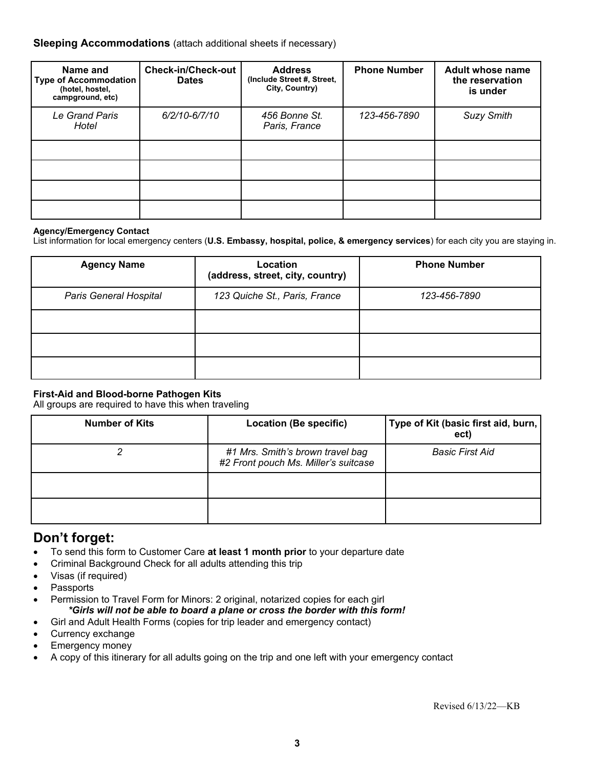**Sleeping Accommodations** (attach additional sheets if necessary)

| Name and Type of Accommodation (hotel, hostel, campground, etc) | Check-in/Check-out Dates | Address (Include Street #, Street, City, Country) | Phone Number | Adult whose name the reservation is under |
|---|---|---|---|---|
| *Le Grand Paris Hotel* | *6/2/10-6/7/10* | *456 Bonne St. Paris, France* | *123-456-7890* | *Suzy Smith* |
| | | | | |
| | | | | |
| | | | | |
| | | | | |

**Agency/Emergency Contact**

List information for local emergency centers (**U.S. Embassy, hospital, police, & emergency services**) for each city you are staying in.

| Agency Name | Location (address, street, city, country) | Phone Number |
|---|---|---|
| *Paris General Hospital* | *123 Quiche St., Paris, France* | *123-456-7890* |
| | | |
| | | |
| | | |

**First-Aid and Blood-borne Pathogen Kits**

All groups are required to have this when traveling

| Number of Kits | Location (Be specific) | Type of Kit (basic first aid, burn, ect) |
|---|---|---|
| *2* | *#1 Mrs. Smith's brown travel bag #2 Front pouch Ms. Miller's suitcase* | *Basic First Aid* |
| | | |
| | | |

## Don't forget:

- To send this form to Customer Care **at least 1 month prior** to your departure date
- Criminal Background Check for all adults attending this trip
- Visas (if required)
- Passports
- Permission to Travel Form for Minors: 2 original, notarized copies for each girl
  ***Girls will not be able to board a plane or cross the border with this form!***
- Girl and Adult Health Forms (copies for trip leader and emergency contact)
- Currency exchange
- Emergency money
- A copy of this itinerary for all adults going on the trip and one left with your emergency contact

Revised 6/13/22—KB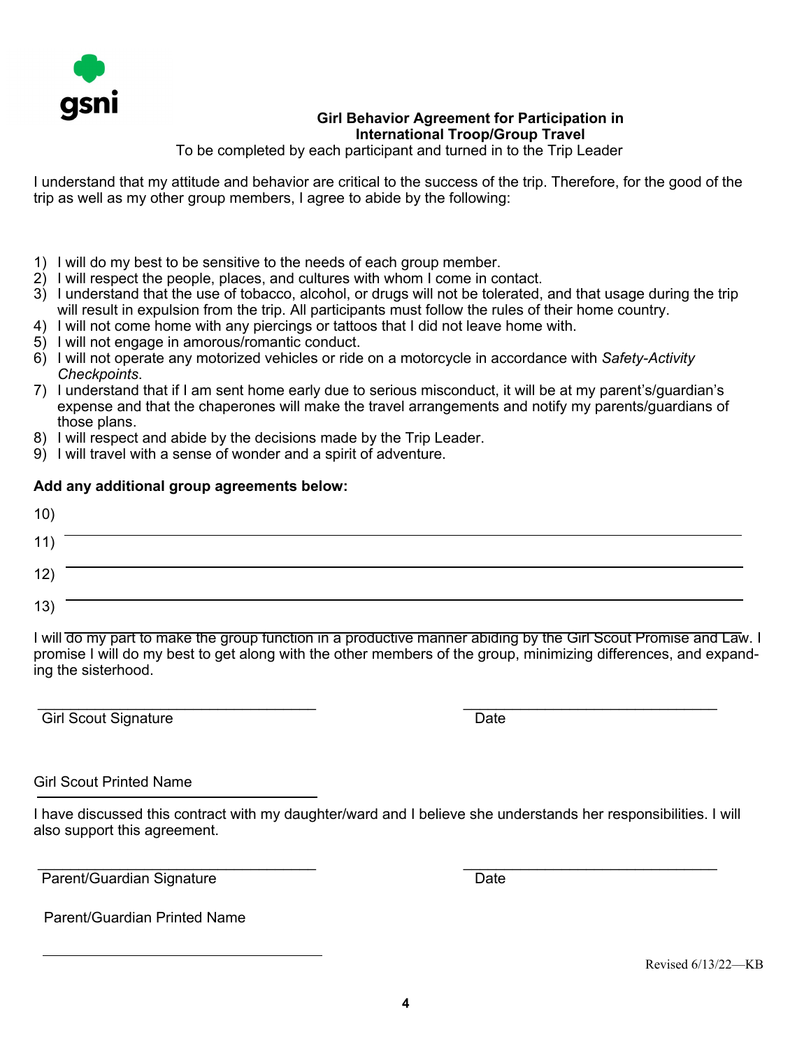gsni

**Girl Behavior Agreement for Participation in International Troop/Group Travel**

To be completed by each participant and turned in to the Trip Leader

I understand that my attitude and behavior are critical to the success of the trip. Therefore, for the good of the trip as well as my other group members, I agree to abide by the following:

1) I will do my best to be sensitive to the needs of each group member.
2) I will respect the people, places, and cultures with whom I come in contact.
3) I understand that the use of tobacco, alcohol, or drugs will not be tolerated, and that usage during the trip will result in expulsion from the trip. All participants must follow the rules of their home country.
4) I will not come home with any piercings or tattoos that I did not leave home with.
5) I will not engage in amorous/romantic conduct.
6) I will not operate any motorized vehicles or ride on a motorcycle in accordance with *Safety-Activity Checkpoints*.
7) I understand that if I am sent home early due to serious misconduct, it will be at my parent's/guardian's expense and that the chaperones will make the travel arrangements and notify my parents/guardians of those plans.
8) I will respect and abide by the decisions made by the Trip Leader.
9) I will travel with a sense of wonder and a spirit of adventure.

**Add any additional group agreements below:**

10) ______________________________

11) ______________________________

12) ______________________________

13) ______________________________

I will do my part to make the group function in a productive manner abiding by the Girl Scout Promise and Law. I promise I will do my best to get along with the other members of the group, minimizing differences, and expanding the sisterhood.

______________________________ ______________________________
Girl Scout Signature Date

Girl Scout Printed Name

______________________________

I have discussed this contract with my daughter/ward and I believe she understands her responsibilities. I will also support this agreement.

______________________________ ______________________________
Parent/Guardian Signature Date

Parent/Guardian Printed Name

______________________________

Revised 6/13/22—KB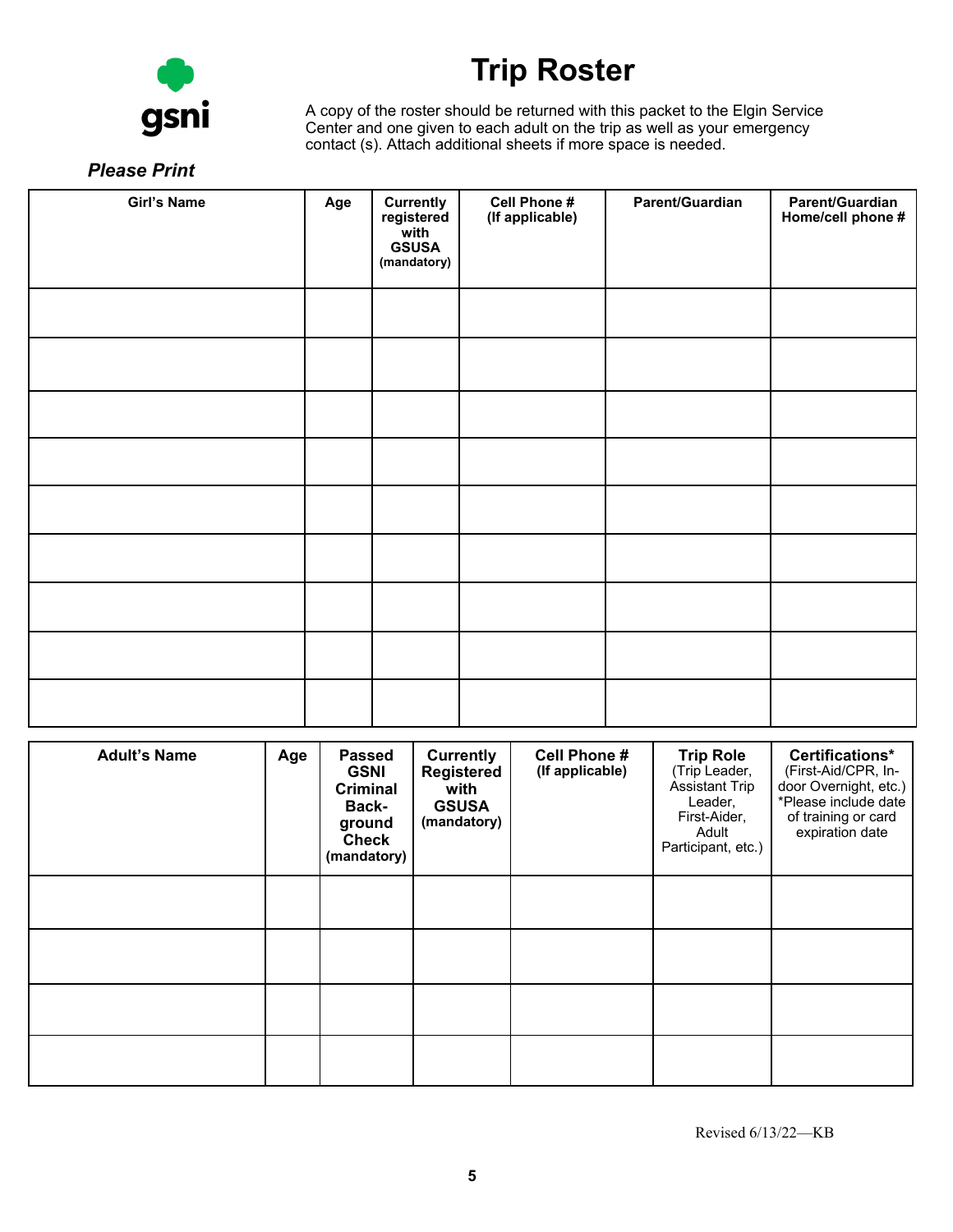gsni

# Trip Roster

A copy of the roster should be returned with this packet to the Elgin Service Center and one given to each adult on the trip as well as your emergency contact (s). Attach additional sheets if more space is needed.

***Please Print***

| Girl's Name | Age | Currently registered with GSUSA (mandatory) | Cell Phone # (If applicable) | Parent/Guardian | Parent/Guardian Home/cell phone # |
|---|---|---|---|---|---|
| | | | | | |
| | | | | | |
| | | | | | |
| | | | | | |
| | | | | | |
| | | | | | |
| | | | | | |
| | | | | | |
| | | | | | |

| Adult's Name | Age | Passed GSNI Criminal Back-ground Check (mandatory) | Currently Registered with GSUSA (mandatory) | Cell Phone # (If applicable) | Trip Role (Trip Leader, Assistant Trip Leader, First-Aider, Adult Participant, etc.) | Certifications* (First-Aid/CPR, In-door Overnight, etc.) *Please include date of training or card expiration date |
|---|---|---|---|---|---|---|
| | | | | | | |
| | | | | | | |
| | | | | | | |
| | | | | | | |

Revised 6/13/22—KB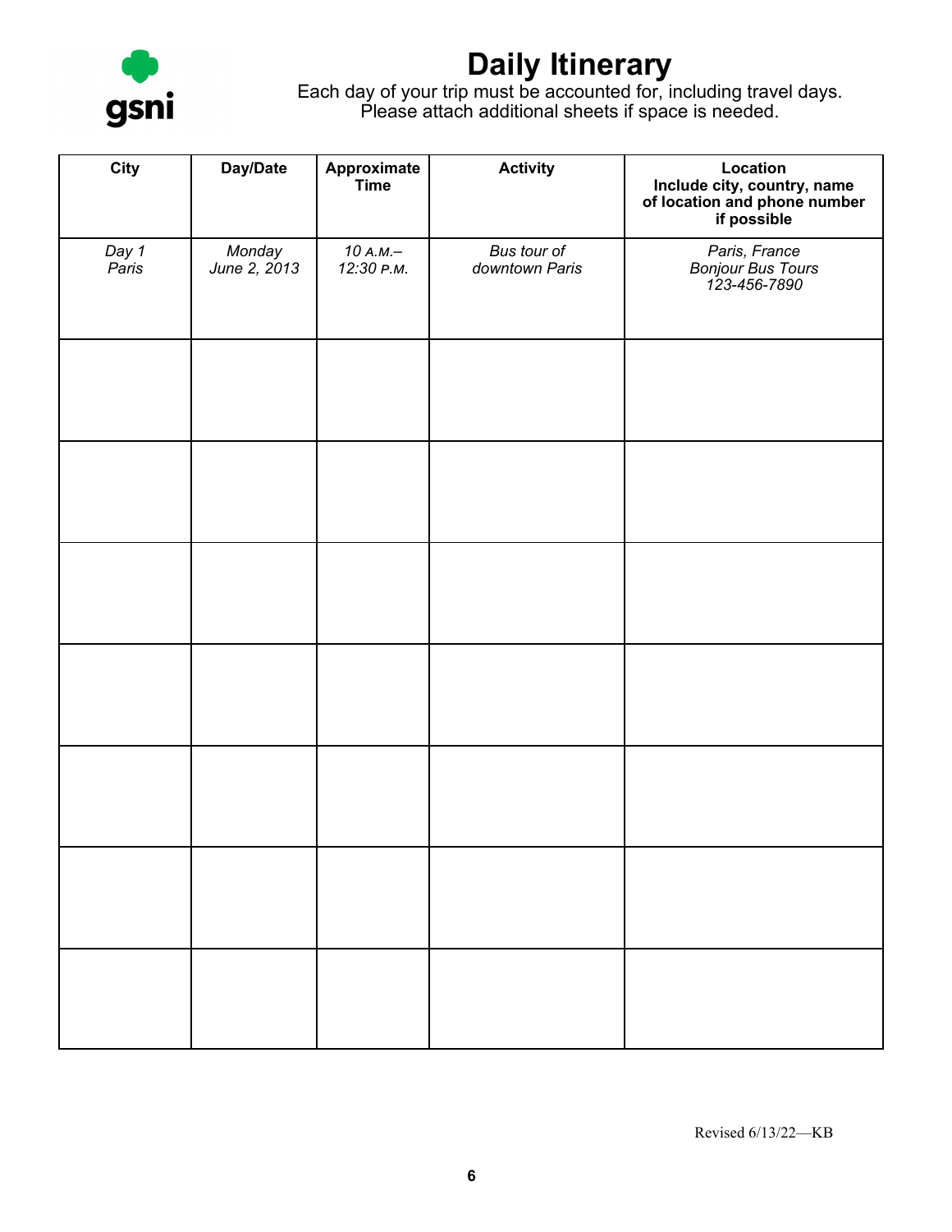gsni

# Daily Itinerary

Each day of your trip must be accounted for, including travel days.
Please attach additional sheets if space is needed.

| City | Day/Date | Approximate Time | Activity | Location Include city, country, name of location and phone number if possible |
|---|---|---|---|---|
| *Day 1 Paris* | *Monday June 2, 2013* | *10 A.M.– 12:30 P.M.* | *Bus tour of downtown Paris* | *Paris, France Bonjour Bus Tours 123-456-7890* |
| | | | | |
| | | | | |
| | | | | |
| | | | | |
| | | | | |
| | | | | |
| | | | | |

Revised 6/13/22—KB